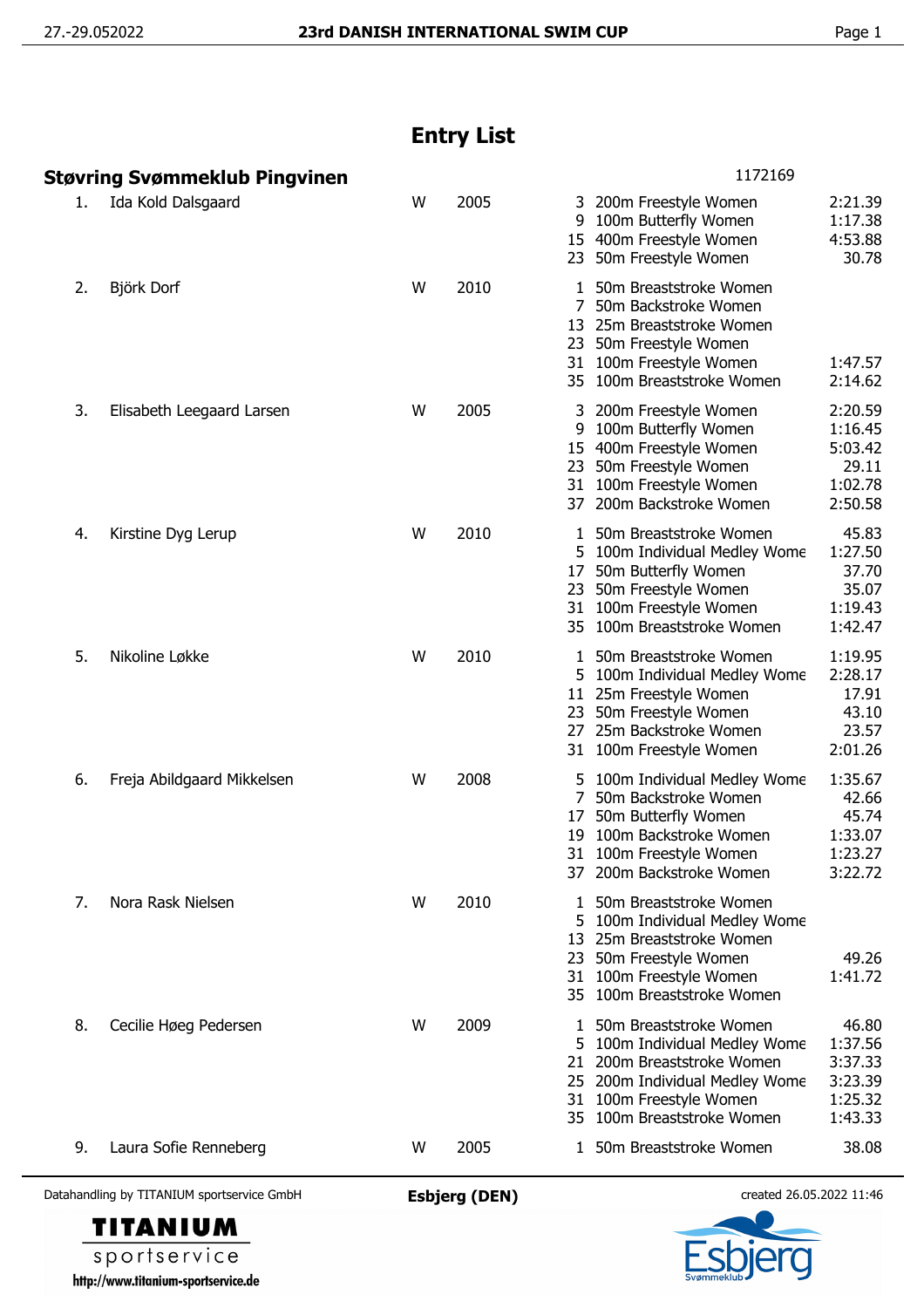# Entry List

## Støvring Svømmeklub Pingvinen

1172169

| No. | Name | Sex | Year | Event No. | Event | Time |
|---|---|---|---|---|---|---|
| 1. | Ida Kold Dalsgaard | W | 2005 | 3 | 200m Freestyle Women | 2:21.39 |
| | | | | 9 | 100m Butterfly Women | 1:17.38 |
| | | | | 15 | 400m Freestyle Women | 4:53.88 |
| | | | | 23 | 50m Freestyle Women | 30.78 |
| 2. | Björk Dorf | W | 2010 | 1 | 50m Breaststroke Women | |
| | | | | 7 | 50m Backstroke Women | |
| | | | | 13 | 25m Breaststroke Women | |
| | | | | 23 | 50m Freestyle Women | |
| | | | | 31 | 100m Freestyle Women | 1:47.57 |
| | | | | 35 | 100m Breaststroke Women | 2:14.62 |
| 3. | Elisabeth Leegaard Larsen | W | 2005 | 3 | 200m Freestyle Women | 2:20.59 |
| | | | | 9 | 100m Butterfly Women | 1:16.45 |
| | | | | 15 | 400m Freestyle Women | 5:03.42 |
| | | | | 23 | 50m Freestyle Women | 29.11 |
| | | | | 31 | 100m Freestyle Women | 1:02.78 |
| | | | | 37 | 200m Backstroke Women | 2:50.58 |
| 4. | Kirstine Dyg Lerup | W | 2010 | 1 | 50m Breaststroke Women | 45.83 |
| | | | | 5 | 100m Individual Medley Wome | 1:27.50 |
| | | | | 17 | 50m Butterfly Women | 37.70 |
| | | | | 23 | 50m Freestyle Women | 35.07 |
| | | | | 31 | 100m Freestyle Women | 1:19.43 |
| | | | | 35 | 100m Breaststroke Women | 1:42.47 |
| 5. | Nikoline Løkke | W | 2010 | 1 | 50m Breaststroke Women | 1:19.95 |
| | | | | 5 | 100m Individual Medley Wome | 2:28.17 |
| | | | | 11 | 25m Freestyle Women | 17.91 |
| | | | | 23 | 50m Freestyle Women | 43.10 |
| | | | | 27 | 25m Backstroke Women | 23.57 |
| | | | | 31 | 100m Freestyle Women | 2:01.26 |
| 6. | Freja Abildgaard Mikkelsen | W | 2008 | 5 | 100m Individual Medley Wome | 1:35.67 |
| | | | | 7 | 50m Backstroke Women | 42.66 |
| | | | | 17 | 50m Butterfly Women | 45.74 |
| | | | | 19 | 100m Backstroke Women | 1:33.07 |
| | | | | 31 | 100m Freestyle Women | 1:23.27 |
| | | | | 37 | 200m Backstroke Women | 3:22.72 |
| 7. | Nora Rask Nielsen | W | 2010 | 1 | 50m Breaststroke Women | |
| | | | | 5 | 100m Individual Medley Wome | |
| | | | | 13 | 25m Breaststroke Women | |
| | | | | 23 | 50m Freestyle Women | 49.26 |
| | | | | 31 | 100m Freestyle Women | 1:41.72 |
| | | | | 35 | 100m Breaststroke Women | |
| 8. | Cecilie Høeg Pedersen | W | 2009 | 1 | 50m Breaststroke Women | 46.80 |
| | | | | 5 | 100m Individual Medley Wome | 1:37.56 |
| | | | | 21 | 200m Breaststroke Women | 3:37.33 |
| | | | | 25 | 200m Individual Medley Wome | 3:23.39 |
| | | | | 31 | 100m Freestyle Women | 1:25.32 |
| | | | | 35 | 100m Breaststroke Women | 1:43.33 |
| 9. | Laura Sofie Renneberg | W | 2005 | 1 | 50m Breaststroke Women | 38.08 |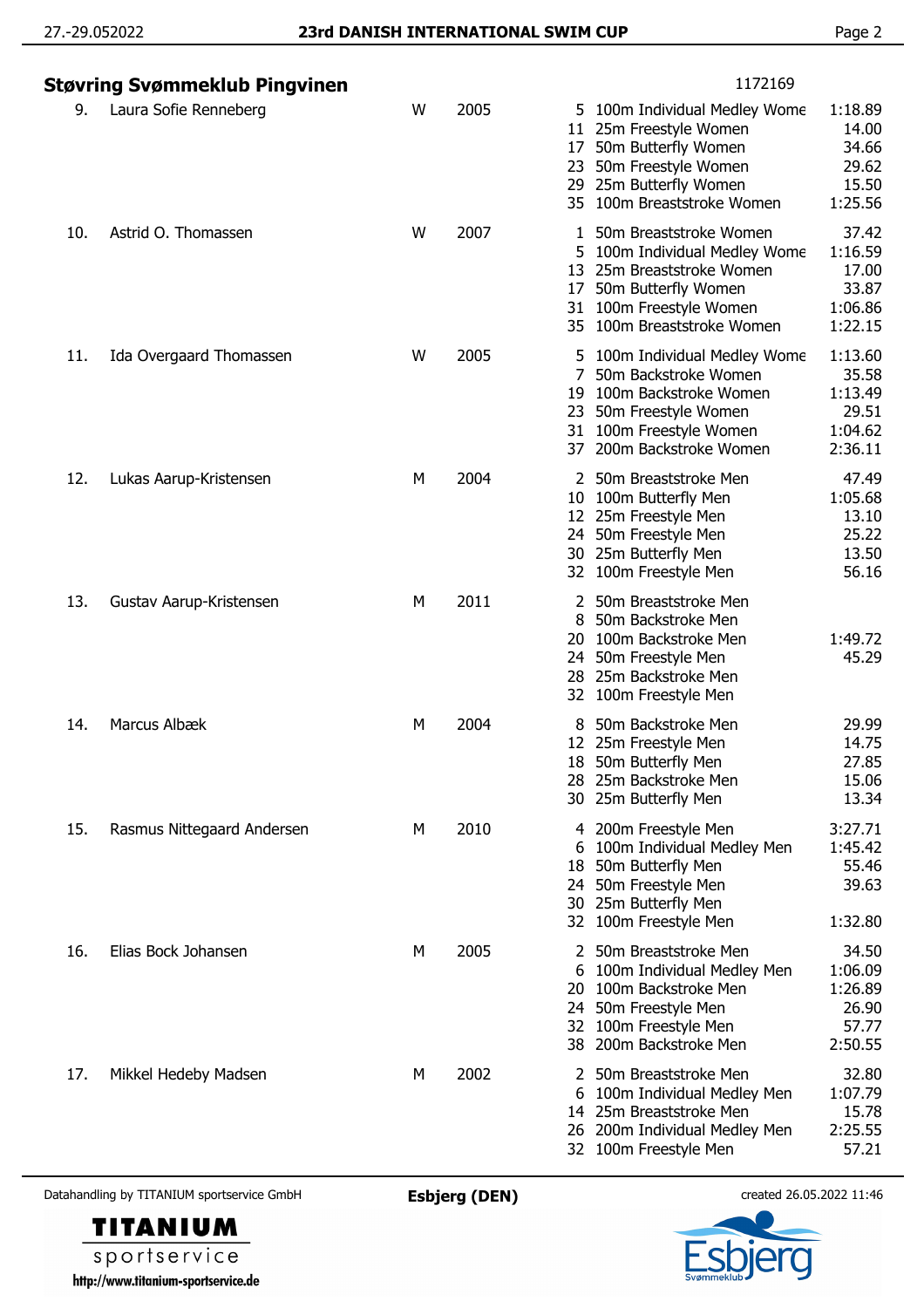## Støvring Svømmeklub Pingvinen

1172169

| No. | Name | Sex | Year | Event | Discipline | Time |
|---|---|---|---|---|---|---|
| 9. | Laura Sofie Renneberg | W | 2005 | 5 | 100m Individual Medley Wome | 1:18.89 |
| | | | | 11 | 25m Freestyle Women | 14.00 |
| | | | | 17 | 50m Butterfly Women | 34.66 |
| | | | | 23 | 50m Freestyle Women | 29.62 |
| | | | | 29 | 25m Butterfly Women | 15.50 |
| | | | | 35 | 100m Breaststroke Women | 1:25.56 |
| 10. | Astrid O. Thomassen | W | 2007 | 1 | 50m Breaststroke Women | 37.42 |
| | | | | 5 | 100m Individual Medley Wome | 1:16.59 |
| | | | | 13 | 25m Breaststroke Women | 17.00 |
| | | | | 17 | 50m Butterfly Women | 33.87 |
| | | | | 31 | 100m Freestyle Women | 1:06.86 |
| | | | | 35 | 100m Breaststroke Women | 1:22.15 |
| 11. | Ida Overgaard Thomassen | W | 2005 | 5 | 100m Individual Medley Wome | 1:13.60 |
| | | | | 7 | 50m Backstroke Women | 35.58 |
| | | | | 19 | 100m Backstroke Women | 1:13.49 |
| | | | | 23 | 50m Freestyle Women | 29.51 |
| | | | | 31 | 100m Freestyle Women | 1:04.62 |
| | | | | 37 | 200m Backstroke Women | 2:36.11 |
| 12. | Lukas Aarup-Kristensen | M | 2004 | 2 | 50m Breaststroke Men | 47.49 |
| | | | | 10 | 100m Butterfly Men | 1:05.68 |
| | | | | 12 | 25m Freestyle Men | 13.10 |
| | | | | 24 | 50m Freestyle Men | 25.22 |
| | | | | 30 | 25m Butterfly Men | 13.50 |
| | | | | 32 | 100m Freestyle Men | 56.16 |
| 13. | Gustav Aarup-Kristensen | M | 2011 | 2 | 50m Breaststroke Men | |
| | | | | 8 | 50m Backstroke Men | |
| | | | | 20 | 100m Backstroke Men | 1:49.72 |
| | | | | 24 | 50m Freestyle Men | 45.29 |
| | | | | 28 | 25m Backstroke Men | |
| | | | | 32 | 100m Freestyle Men | |
| 14. | Marcus Albæk | M | 2004 | 8 | 50m Backstroke Men | 29.99 |
| | | | | 12 | 25m Freestyle Men | 14.75 |
| | | | | 18 | 50m Butterfly Men | 27.85 |
| | | | | 28 | 25m Backstroke Men | 15.06 |
| | | | | 30 | 25m Butterfly Men | 13.34 |
| 15. | Rasmus Nittegaard Andersen | M | 2010 | 4 | 200m Freestyle Men | 3:27.71 |
| | | | | 6 | 100m Individual Medley Men | 1:45.42 |
| | | | | 18 | 50m Butterfly Men | 55.46 |
| | | | | 24 | 50m Freestyle Men | 39.63 |
| | | | | 30 | 25m Butterfly Men | |
| | | | | 32 | 100m Freestyle Men | 1:32.80 |
| 16. | Elias Bock Johansen | M | 2005 | 2 | 50m Breaststroke Men | 34.50 |
| | | | | 6 | 100m Individual Medley Men | 1:06.09 |
| | | | | 20 | 100m Backstroke Men | 1:26.89 |
| | | | | 24 | 50m Freestyle Men | 26.90 |
| | | | | 32 | 100m Freestyle Men | 57.77 |
| | | | | 38 | 200m Backstroke Men | 2:50.55 |
| 17. | Mikkel Hedeby Madsen | M | 2002 | 2 | 50m Breaststroke Men | 32.80 |
| | | | | 6 | 100m Individual Medley Men | 1:07.79 |
| | | | | 14 | 25m Breaststroke Men | 15.78 |
| | | | | 26 | 200m Individual Medley Men | 2:25.55 |
| | | | | 32 | 100m Freestyle Men | 57.21 |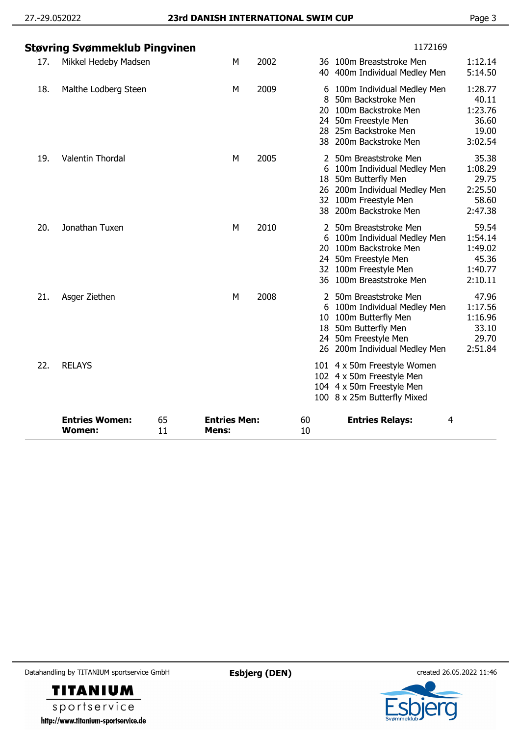## Støvring Svømmeklub Pingvinen

1172169

| | | | | | | |
|---|---|---|---|---|---|---|
| 17. | Mikkel Hedeby Madsen | M | 2002 | 36 | 100m Breaststroke Men | 1:12.14 |
| | | | | 40 | 400m Individual Medley Men | 5:14.50 |
| 18. | Malthe Lodberg Steen | M | 2009 | 6 | 100m Individual Medley Men | 1:28.77 |
| | | | | 8 | 50m Backstroke Men | 40.11 |
| | | | | 20 | 100m Backstroke Men | 1:23.76 |
| | | | | 24 | 50m Freestyle Men | 36.60 |
| | | | | 28 | 25m Backstroke Men | 19.00 |
| | | | | 38 | 200m Backstroke Men | 3:02.54 |
| 19. | Valentin Thordal | M | 2005 | 2 | 50m Breaststroke Men | 35.38 |
| | | | | 6 | 100m Individual Medley Men | 1:08.29 |
| | | | | 18 | 50m Butterfly Men | 29.75 |
| | | | | 26 | 200m Individual Medley Men | 2:25.50 |
| | | | | 32 | 100m Freestyle Men | 58.60 |
| | | | | 38 | 200m Backstroke Men | 2:47.38 |
| 20. | Jonathan Tuxen | M | 2010 | 2 | 50m Breaststroke Men | 59.54 |
| | | | | 6 | 100m Individual Medley Men | 1:54.14 |
| | | | | 20 | 100m Backstroke Men | 1:49.02 |
| | | | | 24 | 50m Freestyle Men | 45.36 |
| | | | | 32 | 100m Freestyle Men | 1:40.77 |
| | | | | 36 | 100m Breaststroke Men | 2:10.11 |
| 21. | Asger Ziethen | M | 2008 | 2 | 50m Breaststroke Men | 47.96 |
| | | | | 6 | 100m Individual Medley Men | 1:17.56 |
| | | | | 10 | 100m Butterfly Men | 1:16.96 |
| | | | | 18 | 50m Butterfly Men | 33.10 |
| | | | | 24 | 50m Freestyle Men | 29.70 |
| | | | | 26 | 200m Individual Medley Men | 2:51.84 |
| 22. | RELAYS | | | 101 | 4 x 50m Freestyle Women | |
| | | | | 102 | 4 x 50m Freestyle Men | |
| | | | | 104 | 4 x 50m Freestyle Men | |
| | | | | 100 | 8 x 25m Butterfly Mixed | |

| | | | | | |
|---|---|---|---|---|---|
| **Entries Women:** | 65 | **Entries Men:** | 60 | **Entries Relays:** | 4 |
| **Women:** | 11 | **Mens:** | 10 | | |